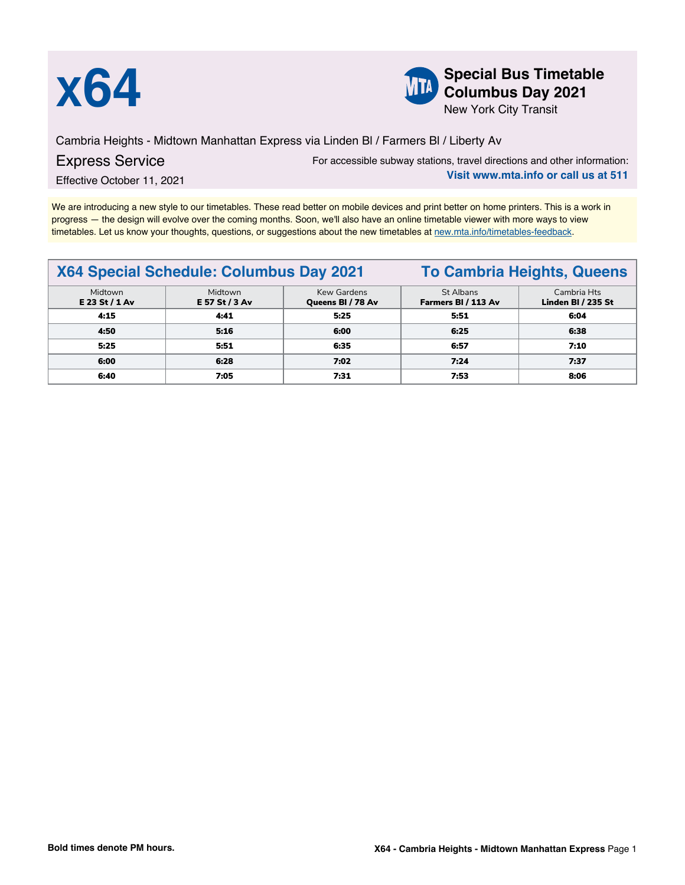# x64

**Special Bus Timetable**
**Columbus Day 2021**
New York City Transit

Cambria Heights - Midtown Manhattan Express via Linden Bl / Farmers Bl / Liberty Av

Express Service

Effective October 11, 2021

For accessible subway stations, travel directions and other information:
**Visit www.mta.info or call us at 511**

We are introducing a new style to our timetables. These read better on mobile devices and print better on home printers. This is a work in progress — the design will evolve over the coming months. Soon, we'll also have an online timetable viewer with more ways to view timetables. Let us know your thoughts, questions, or suggestions about the new timetables at new.mta.info/timetables-feedback.

## X64 Special Schedule: Columbus Day 2021 — To Cambria Heights, Queens

| Midtown **E 23 St / 1 Av** | Midtown **E 57 St / 3 Av** | Kew Gardens **Queens Bl / 78 Av** | St Albans **Farmers Bl / 113 Av** | Cambria Hts **Linden Bl / 235 St** |
|---|---|---|---|---|
| **4:15** | **4:41** | **5:25** | **5:51** | **6:04** |
| **4:50** | **5:16** | **6:00** | **6:25** | **6:38** |
| **5:25** | **5:51** | **6:35** | **6:57** | **7:10** |
| **6:00** | **6:28** | **7:02** | **7:24** | **7:37** |
| **6:40** | **7:05** | **7:31** | **7:53** | **8:06** |

**Bold times denote PM hours.**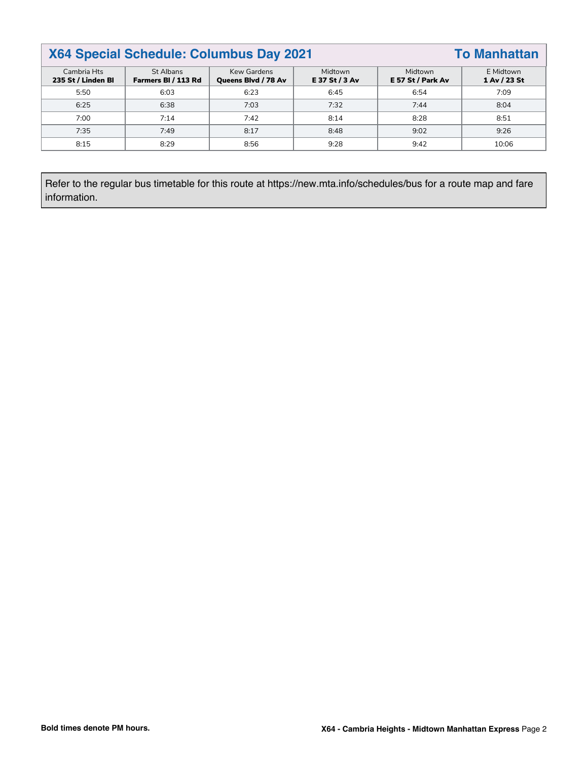## X64 Special Schedule: Columbus Day 2021 — To Manhattan

| Cambria Hts **235 St / Linden Bl** | St Albans **Farmers Bl / 113 Rd** | Kew Gardens **Queens Blvd / 78 Av** | Midtown **E 37 St / 3 Av** | Midtown **E 57 St / Park Av** | E Midtown **1 Av / 23 St** |
|---|---|---|---|---|---|
| 5:50 | 6:03 | 6:23 | 6:45 | 6:54 | 7:09 |
| 6:25 | 6:38 | 7:03 | 7:32 | 7:44 | 8:04 |
| 7:00 | 7:14 | 7:42 | 8:14 | 8:28 | 8:51 |
| 7:35 | 7:49 | 8:17 | 8:48 | 9:02 | 9:26 |
| 8:15 | 8:29 | 8:56 | 9:28 | 9:42 | 10:06 |

Refer to the regular bus timetable for this route at https://new.mta.info/schedules/bus for a route map and fare information.

**Bold times denote PM hours.**